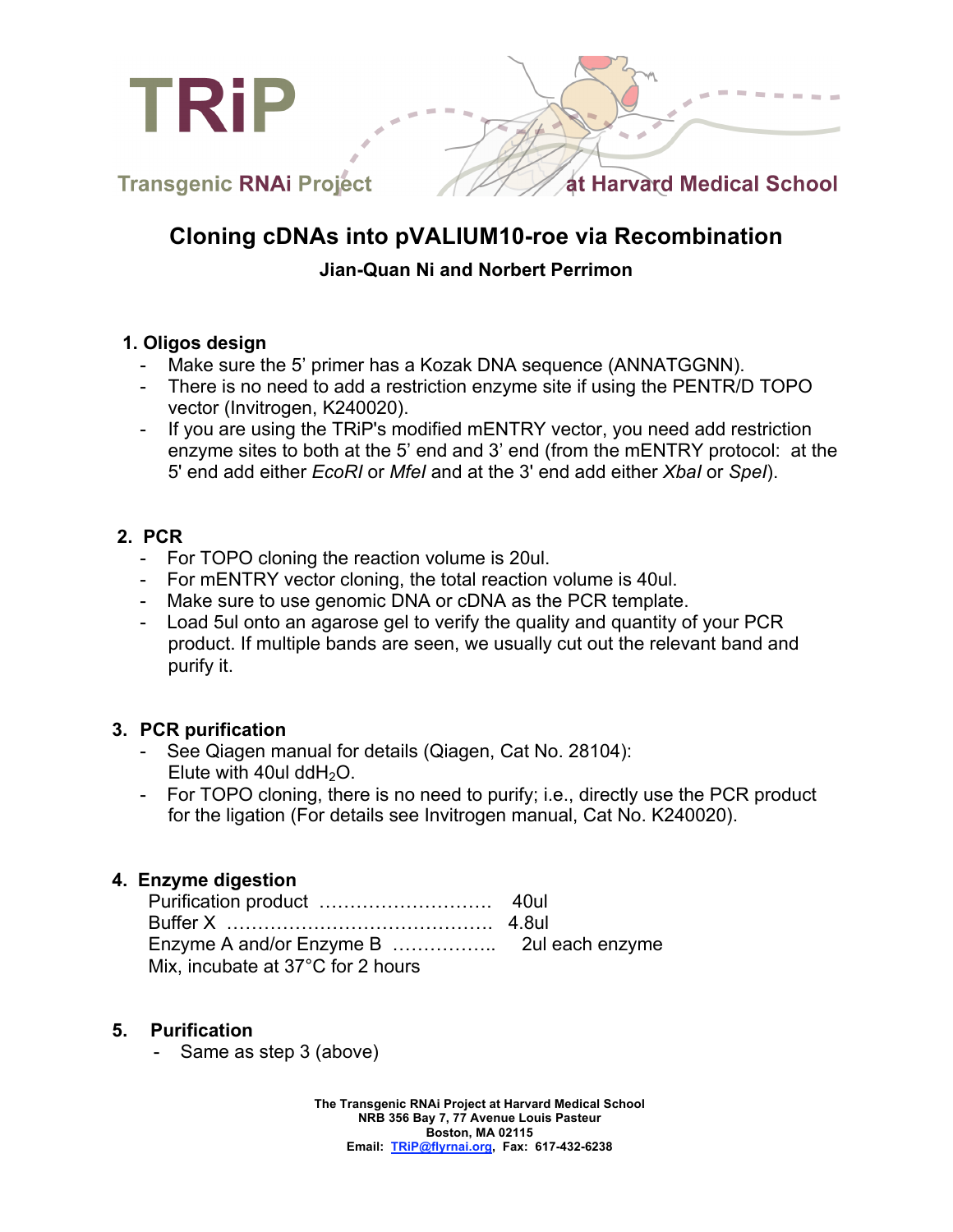TRiP

Transgenic RNAi Project at Harvard Medical School

# Cloning cDNAs into pVALIUM10-roe via Recombination

**Jian-Quan Ni and Norbert Perrimon**

## 1. Oligos design

- Make sure the 5' primer has a Kozak DNA sequence (ANNATGGNN).
- There is no need to add a restriction enzyme site if using the PENTR/D TOPO vector (Invitrogen, K240020).
- If you are using the TRiP's modified mENTRY vector, you need add restriction enzyme sites to both at the 5' end and 3' end (from the mENTRY protocol: at the 5' end add either *EcoRI* or *MfeI* and at the 3' end add either *XbaI* or *SpeI*).

## 2. PCR

- For TOPO cloning the reaction volume is 20ul.
- For mENTRY vector cloning, the total reaction volume is 40ul.
- Make sure to use genomic DNA or cDNA as the PCR template.
- Load 5ul onto an agarose gel to verify the quality and quantity of your PCR product. If multiple bands are seen, we usually cut out the relevant band and purify it.

## 3. PCR purification

- See Qiagen manual for details (Qiagen, Cat No. 28104): Elute with 40ul $ddH_2O$.
- For TOPO cloning, there is no need to purify; i.e., directly use the PCR product for the ligation (For details see Invitrogen manual, Cat No. K240020).

## 4. Enzyme digestion

Purification product ………………………. 40ul
Buffer X ……………………………………. 4.8ul
Enzyme A and/or Enzyme B …………….. 2ul each enzyme
Mix, incubate at 37°C for 2 hours

## 5. Purification

- Same as step 3 (above)

**The Transgenic RNAi Project at Harvard Medical School**
**NRB 356 Bay 7, 77 Avenue Louis Pasteur**
**Boston, MA 02115**
**Email: TRiP@flyrnai.org, Fax: 617-432-6238**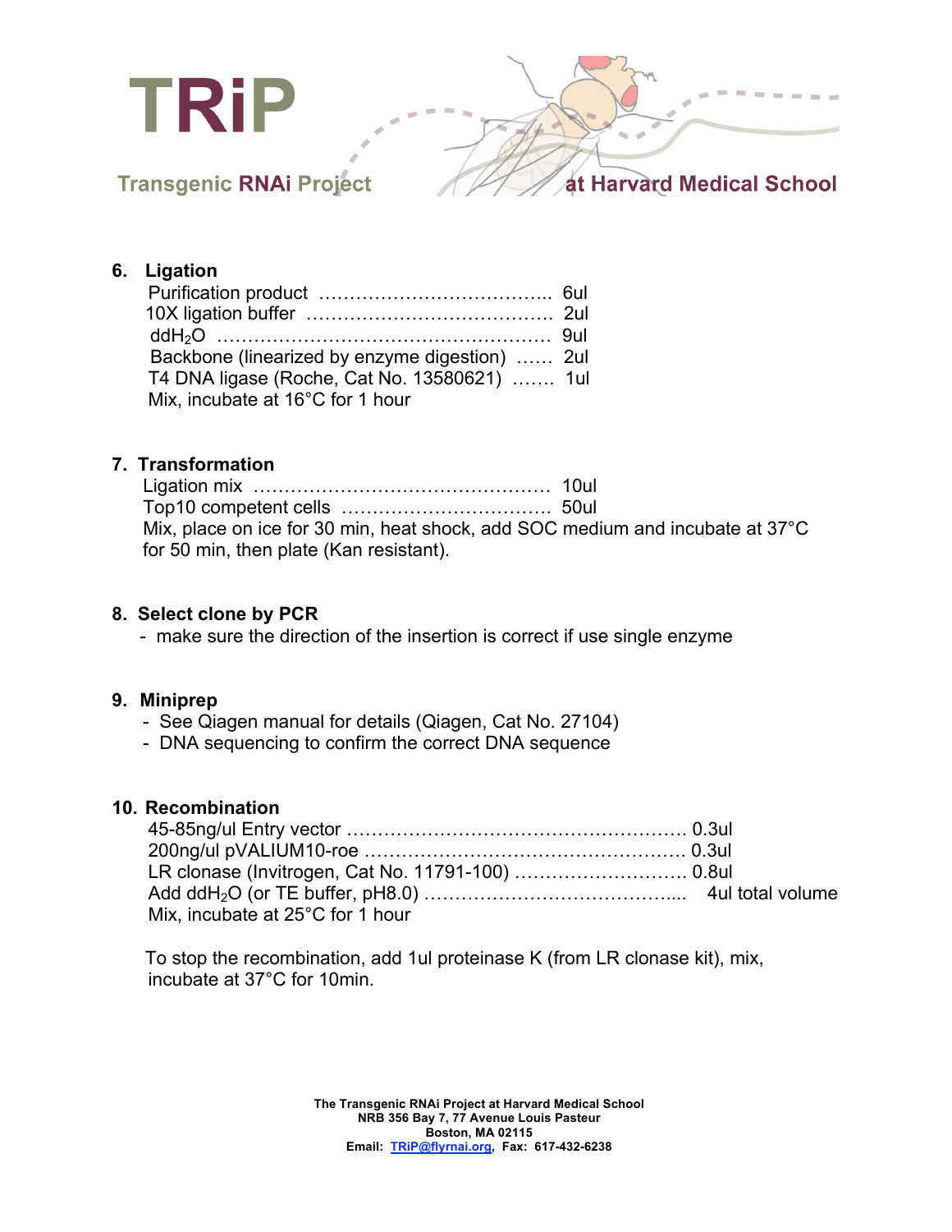## 6. Ligation

Purification product ……………………………….. 6ul
10X ligation buffer ………………………………… 2ul
ddH$_2$O ……………………………………………… 9ul
Backbone (linearized by enzyme digestion) …… 2ul
T4 DNA ligase (Roche, Cat No. 13580621) ……. 1ul
Mix, incubate at 16°C for 1 hour

## 7. Transformation

Ligation mix ………………………………………… 10ul
Top10 competent cells …………………………… 50ul
Mix, place on ice for 30 min, heat shock, add SOC medium and incubate at 37°C for 50 min, then plate (Kan resistant).

## 8. Select clone by PCR

- make sure the direction of the insertion is correct if use single enzyme

## 9. Miniprep

- See Qiagen manual for details (Qiagen, Cat No. 27104)
- DNA sequencing to confirm the correct DNA sequence

## 10. Recombination

45-85ng/ul Entry vector ……………………………………………… 0.3ul
200ng/ul pVALIUM10-roe …………………………………………… 0.3ul
LR clonase (Invitrogen, Cat No. 11791-100) ……………………… 0.8ul
Add ddH$_2$O (or TE buffer, pH8.0) ………………………………... 4ul total volume
Mix, incubate at 25°C for 1 hour

To stop the recombination, add 1ul proteinase K (from LR clonase kit), mix, incubate at 37°C for 10min.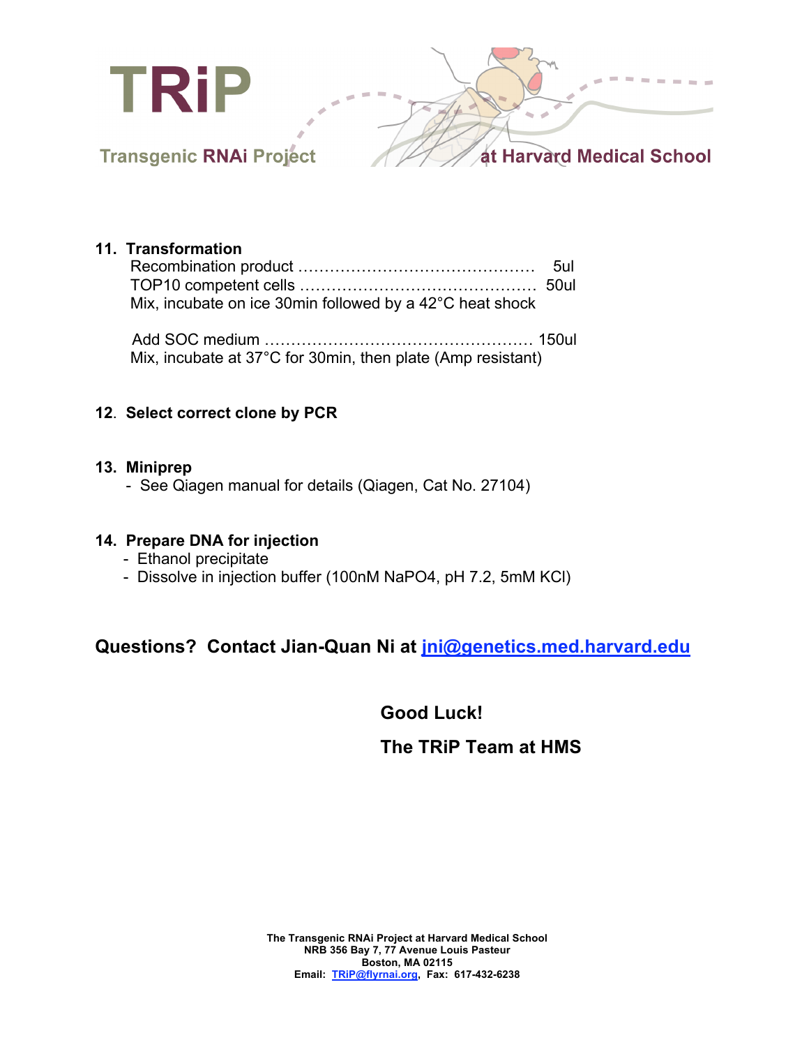**11. Transformation**

Recombination product ……………………………………… 5ul
TOP10 competent cells ……………………………………… 50ul
Mix, incubate on ice 30min followed by a 42°C heat shock

Add SOC medium …………………………………………… 150ul
Mix, incubate at 37°C for 30min, then plate (Amp resistant)

**12. Select correct clone by PCR**

**13. Miniprep**

- See Qiagen manual for details (Qiagen, Cat No. 27104)

**14. Prepare DNA for injection**

- Ethanol precipitate
- Dissolve in injection buffer (100nM NaPO4, pH 7.2, 5mM KCl)

**Questions? Contact Jian-Quan Ni at jni@genetics.med.harvard.edu**

**Good Luck!**

**The TRiP Team at HMS**

**The Transgenic RNAi Project at Harvard Medical School**
**NRB 356 Bay 7, 77 Avenue Louis Pasteur**
**Boston, MA 02115**
**Email: TRiP@flyrnai.org, Fax: 617-432-6238**